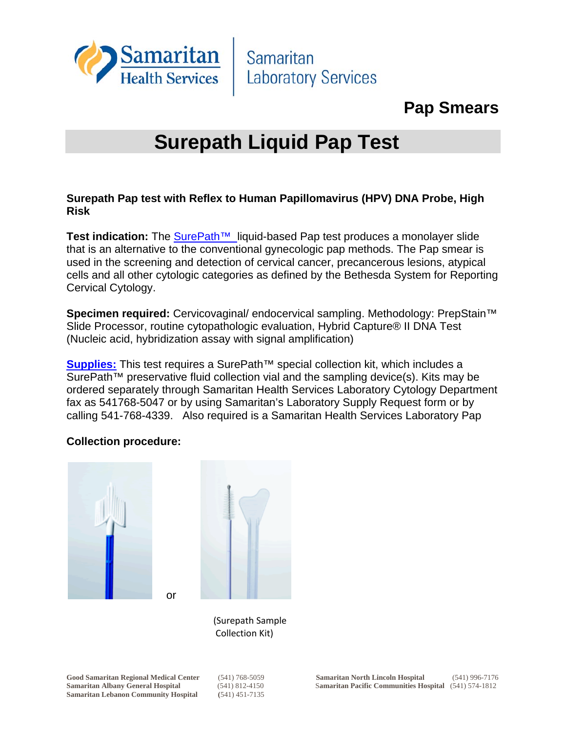Samaritan Health Services | Samaritan Laboratory Services

**Pap Smears**

# Surepath Liquid Pap Test

**Surepath Pap test with Reflex to Human Papillomavirus (HPV) DNA Probe, High Risk**

**Test indication:** The SurePath™ liquid-based Pap test produces a monolayer slide that is an alternative to the conventional gynecologic pap methods. The Pap smear is used in the screening and detection of cervical cancer, precancerous lesions, atypical cells and all other cytologic categories as defined by the Bethesda System for Reporting Cervical Cytology.

**Specimen required:** Cervicovaginal/ endocervical sampling. Methodology: PrepStain™ Slide Processor, routine cytopathologic evaluation, Hybrid Capture® II DNA Test (Nucleic acid, hybridization assay with signal amplification)

**Supplies:** This test requires a SurePath™ special collection kit, which includes a SurePath™ preservative fluid collection vial and the sampling device(s). Kits may be ordered separately through Samaritan Health Services Laboratory Cytology Department fax as 541768-5047 or by using Samaritan's Laboratory Supply Request form or by calling 541-768-4339. Also required is a Samaritan Health Services Laboratory Pap

**Collection procedure:**

or

(Surepath Sample Collection Kit)

**Good Samaritan Regional Medical Center** (541) 768-5059
**Samaritan Albany General Hospital** (541) 812-4150
**Samaritan Lebanon Community Hospital** (541) 451-7135
**Samaritan North Lincoln Hospital** (541) 996-7176
**Samaritan Pacific Communities Hospital** (541) 574-1812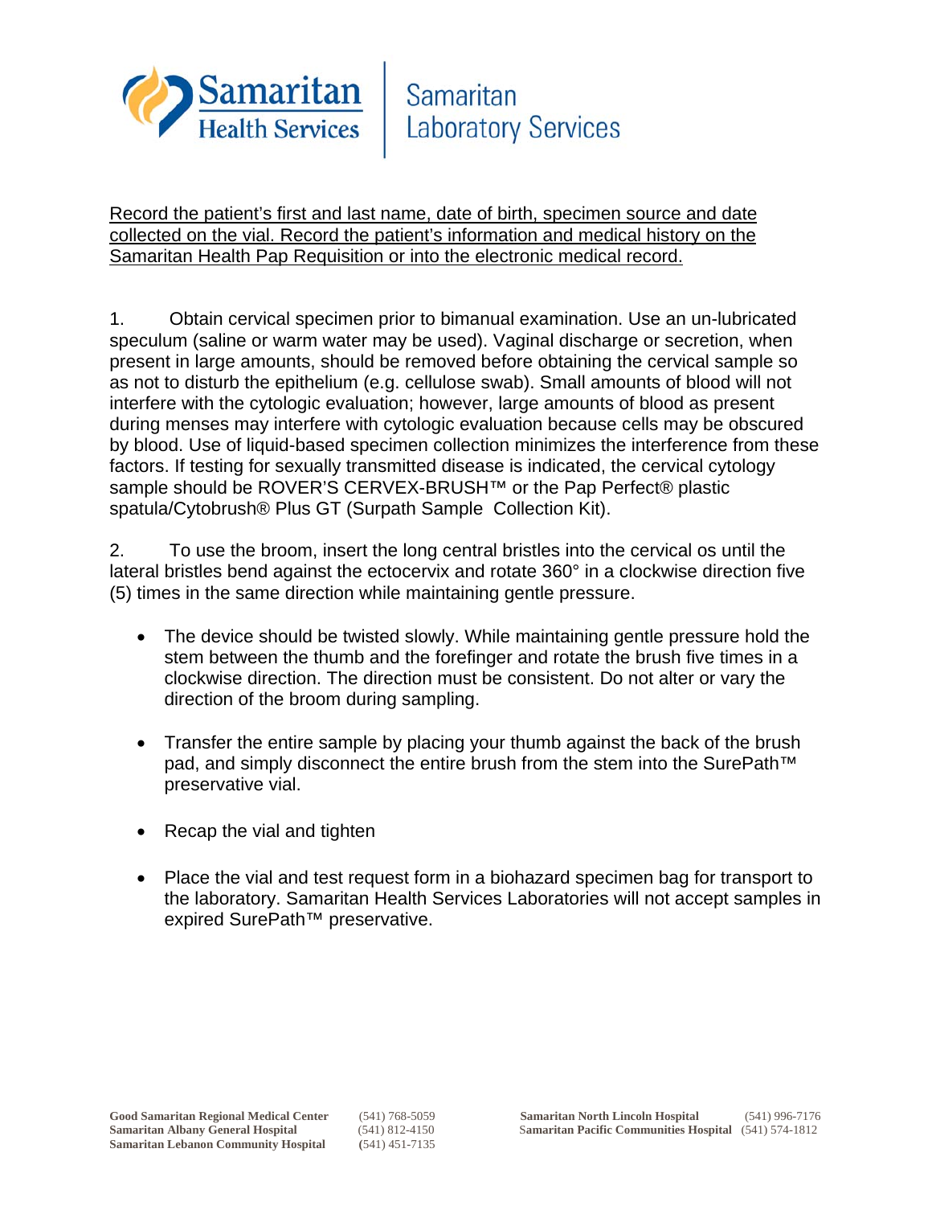Record the patient's first and last name, date of birth, specimen source and date collected on the vial. Record the patient's information and medical history on the Samaritan Health Pap Requisition or into the electronic medical record.

1. Obtain cervical specimen prior to bimanual examination. Use an un-lubricated speculum (saline or warm water may be used). Vaginal discharge or secretion, when present in large amounts, should be removed before obtaining the cervical sample so as not to disturb the epithelium (e.g. cellulose swab). Small amounts of blood will not interfere with the cytologic evaluation; however, large amounts of blood as present during menses may interfere with cytologic evaluation because cells may be obscured by blood. Use of liquid-based specimen collection minimizes the interference from these factors. If testing for sexually transmitted disease is indicated, the cervical cytology sample should be ROVER'S CERVEX-BRUSH™ or the Pap Perfect® plastic spatula/Cytobrush® Plus GT (Surpath Sample Collection Kit).

2. To use the broom, insert the long central bristles into the cervical os until the lateral bristles bend against the ectocervix and rotate 360° in a clockwise direction five (5) times in the same direction while maintaining gentle pressure.

- The device should be twisted slowly. While maintaining gentle pressure hold the stem between the thumb and the forefinger and rotate the brush five times in a clockwise direction. The direction must be consistent. Do not alter or vary the direction of the broom during sampling.
- Transfer the entire sample by placing your thumb against the back of the brush pad, and simply disconnect the entire brush from the stem into the SurePath™ preservative vial.
- Recap the vial and tighten
- Place the vial and test request form in a biohazard specimen bag for transport to the laboratory. Samaritan Health Services Laboratories will not accept samples in expired SurePath™ preservative.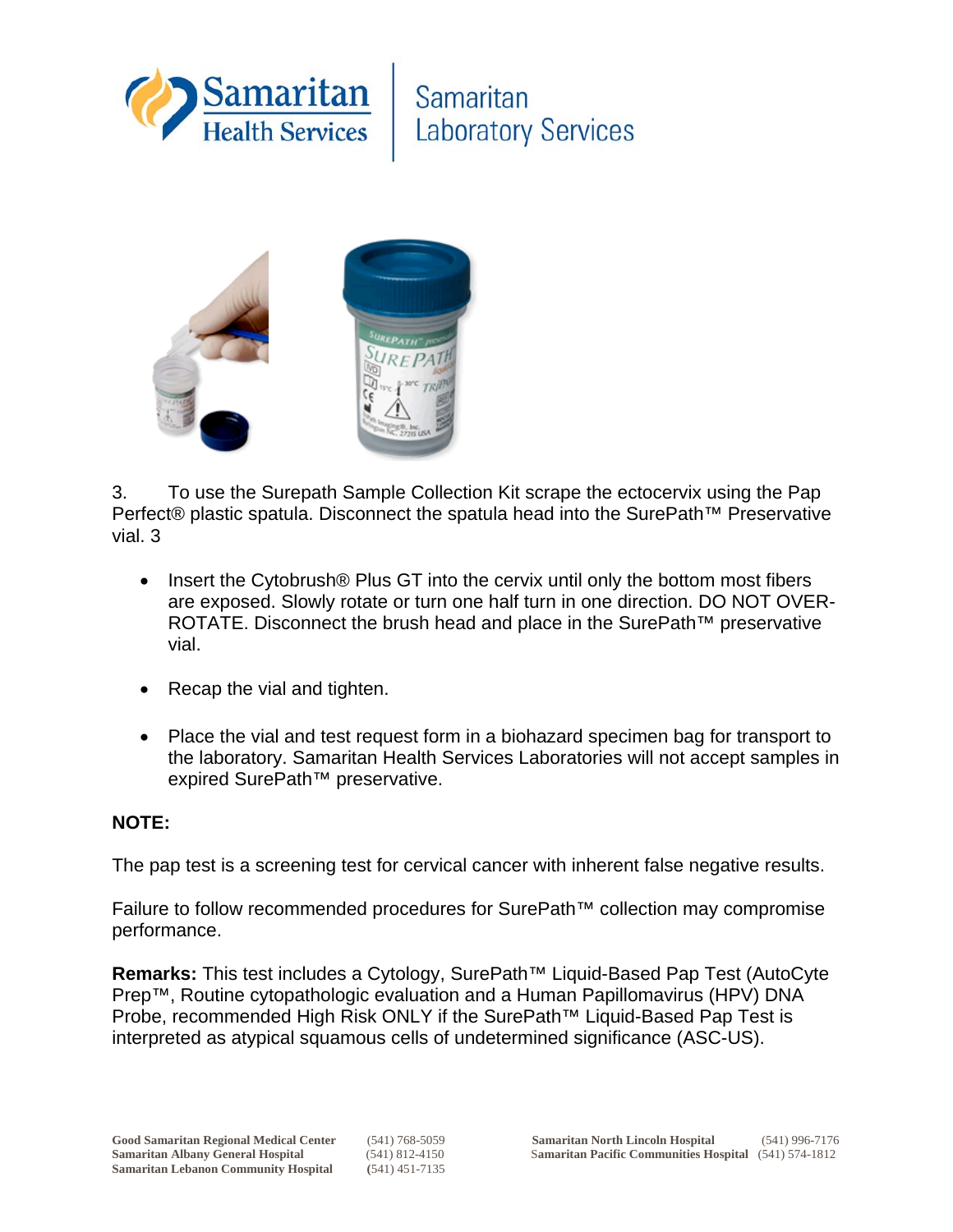3. To use the Surepath Sample Collection Kit scrape the ectocervix using the Pap Perfect® plastic spatula. Disconnect the spatula head into the SurePath™ Preservative vial. 3

- Insert the Cytobrush® Plus GT into the cervix until only the bottom most fibers are exposed. Slowly rotate or turn one half turn in one direction. DO NOT OVER-ROTATE. Disconnect the brush head and place in the SurePath™ preservative vial.
- Recap the vial and tighten.
- Place the vial and test request form in a biohazard specimen bag for transport to the laboratory. Samaritan Health Services Laboratories will not accept samples in expired SurePath™ preservative.

**NOTE:**

The pap test is a screening test for cervical cancer with inherent false negative results.

Failure to follow recommended procedures for SurePath™ collection may compromise performance.

**Remarks:** This test includes a Cytology, SurePath™ Liquid-Based Pap Test (AutoCyte Prep™, Routine cytopathologic evaluation and a Human Papillomavirus (HPV) DNA Probe, recommended High Risk ONLY if the SurePath™ Liquid-Based Pap Test is interpreted as atypical squamous cells of undetermined significance (ASC-US).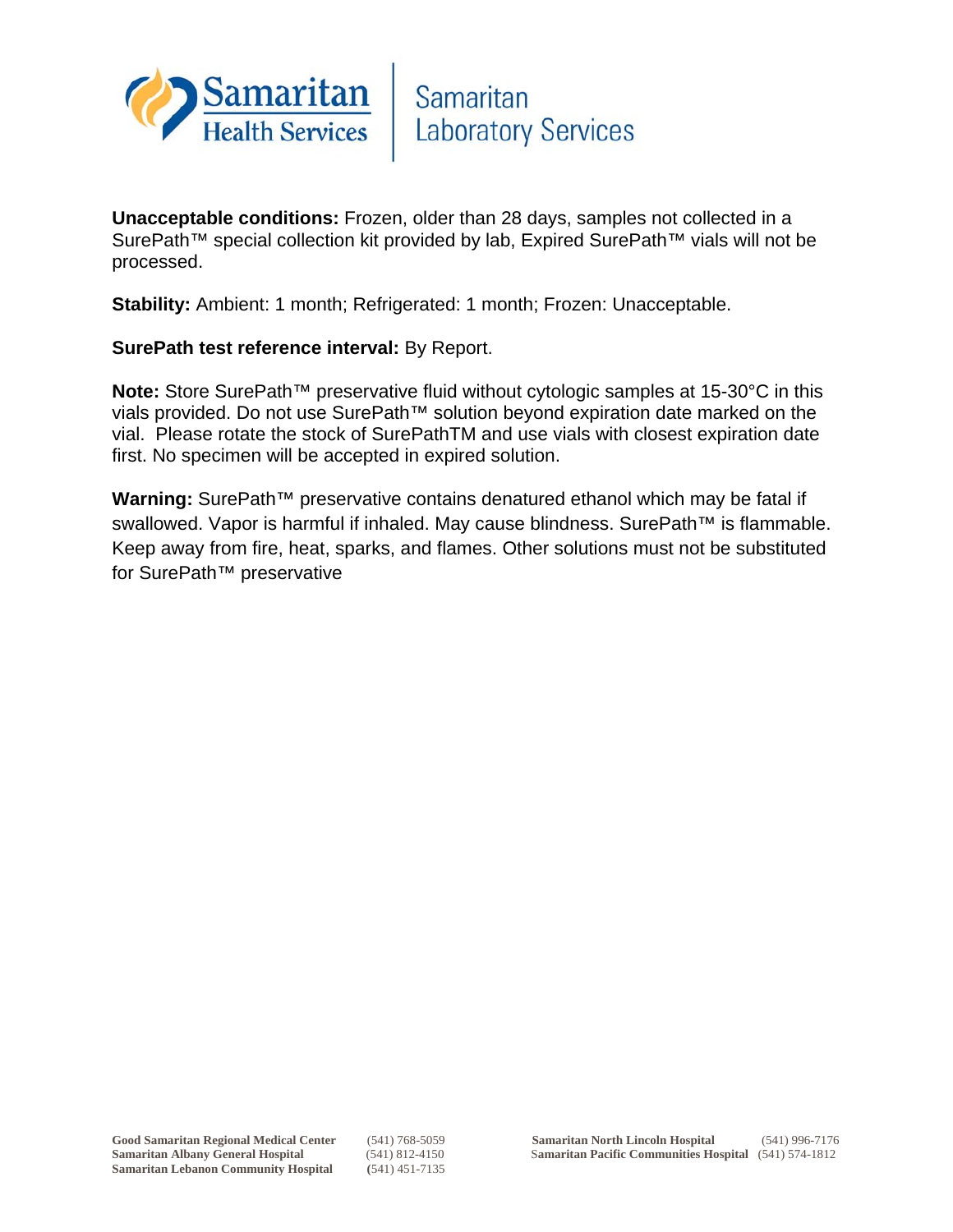**Unacceptable conditions:** Frozen, older than 28 days, samples not collected in a SurePath™ special collection kit provided by lab, Expired SurePath™ vials will not be processed.

**Stability:** Ambient: 1 month; Refrigerated: 1 month; Frozen: Unacceptable.

**SurePath test reference interval:** By Report.

**Note:** Store SurePath™ preservative fluid without cytologic samples at 15-30°C in this vials provided. Do not use SurePath™ solution beyond expiration date marked on the vial. Please rotate the stock of SurePathTM and use vials with closest expiration date first. No specimen will be accepted in expired solution.

**Warning:** SurePath™ preservative contains denatured ethanol which may be fatal if swallowed. Vapor is harmful if inhaled. May cause blindness. SurePath™ is flammable. Keep away from fire, heat, sparks, and flames. Other solutions must not be substituted for SurePath™ preservative